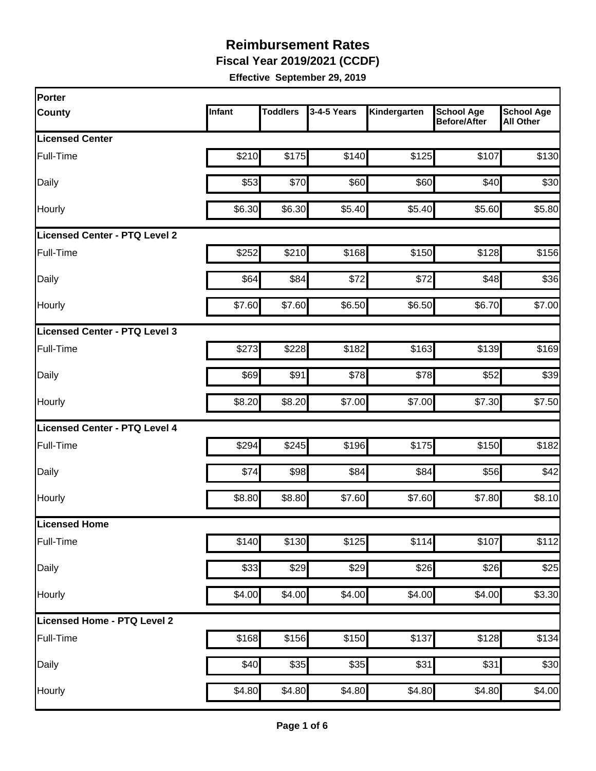# Reimbursement Rates

## Fiscal Year 2019/2021 (CCDF)

**Effective September 29, 2019**

| Porter County | Infant | Toddlers | 3-4-5 Years | Kindergarten | School Age Before/After | School Age All Other |
|---|---|---|---|---|---|---|
| **Licensed Center** | | | | | | |
| Full-Time | $210 | $175 | $140 | $125 | $107 | $130 |
| Daily | $53 | $70 | $60 | $60 | $40 | $30 |
| Hourly | $6.30 | $6.30 | $5.40 | $5.40 | $5.60 | $5.80 |
| **Licensed Center - PTQ Level 2** | | | | | | |
| Full-Time | $252 | $210 | $168 | $150 | $128 | $156 |
| Daily | $64 | $84 | $72 | $72 | $48 | $36 |
| Hourly | $7.60 | $7.60 | $6.50 | $6.50 | $6.70 | $7.00 |
| **Licensed Center - PTQ Level 3** | | | | | | |
| Full-Time | $273 | $228 | $182 | $163 | $139 | $169 |
| Daily | $69 | $91 | $78 | $78 | $52 | $39 |
| Hourly | $8.20 | $8.20 | $7.00 | $7.00 | $7.30 | $7.50 |
| **Licensed Center - PTQ Level 4** | | | | | | |
| Full-Time | $294 | $245 | $196 | $175 | $150 | $182 |
| Daily | $74 | $98 | $84 | $84 | $56 | $42 |
| Hourly | $8.80 | $8.80 | $7.60 | $7.60 | $7.80 | $8.10 |
| **Licensed Home** | | | | | | |
| Full-Time | $140 | $130 | $125 | $114 | $107 | $112 |
| Daily | $33 | $29 | $29 | $26 | $26 | $25 |
| Hourly | $4.00 | $4.00 | $4.00 | $4.00 | $4.00 | $3.30 |
| **Licensed Home - PTQ Level 2** | | | | | | |
| Full-Time | $168 | $156 | $150 | $137 | $128 | $134 |
| Daily | $40 | $35 | $35 | $31 | $31 | $30 |
| Hourly | $4.80 | $4.80 | $4.80 | $4.80 | $4.80 | $4.00 |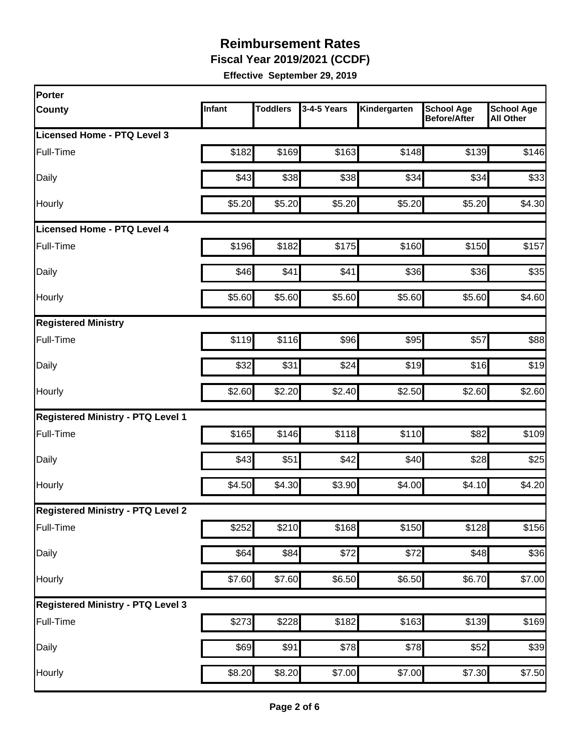# Reimbursement Rates

**Fiscal Year 2019/2021 (CCDF)**

**Effective September 29, 2019**

| Porter County | Infant | Toddlers | 3-4-5 Years | Kindergarten | School Age Before/After | School Age All Other |
|---|---|---|---|---|---|---|
| **Licensed Home - PTQ Level 3** | | | | | | |
| Full-Time | $182 | $169 | $163 | $148 | $139 | $146 |
| Daily | $43 | $38 | $38 | $34 | $34 | $33 |
| Hourly | $5.20 | $5.20 | $5.20 | $5.20 | $5.20 | $4.30 |
| **Licensed Home - PTQ Level 4** | | | | | | |
| Full-Time | $196 | $182 | $175 | $160 | $150 | $157 |
| Daily | $46 | $41 | $41 | $36 | $36 | $35 |
| Hourly | $5.60 | $5.60 | $5.60 | $5.60 | $5.60 | $4.60 |
| **Registered Ministry** | | | | | | |
| Full-Time | $119 | $116 | $96 | $95 | $57 | $88 |
| Daily | $32 | $31 | $24 | $19 | $16 | $19 |
| Hourly | $2.60 | $2.20 | $2.40 | $2.50 | $2.60 | $2.60 |
| **Registered Ministry - PTQ Level 1** | | | | | | |
| Full-Time | $165 | $146 | $118 | $110 | $82 | $109 |
| Daily | $43 | $51 | $42 | $40 | $28 | $25 |
| Hourly | $4.50 | $4.30 | $3.90 | $4.00 | $4.10 | $4.20 |
| **Registered Ministry - PTQ Level 2** | | | | | | |
| Full-Time | $252 | $210 | $168 | $150 | $128 | $156 |
| Daily | $64 | $84 | $72 | $72 | $48 | $36 |
| Hourly | $7.60 | $7.60 | $6.50 | $6.50 | $6.70 | $7.00 |
| **Registered Ministry - PTQ Level 3** | | | | | | |
| Full-Time | $273 | $228 | $182 | $163 | $139 | $169 |
| Daily | $69 | $91 | $78 | $78 | $52 | $39 |
| Hourly | $8.20 | $8.20 | $7.00 | $7.00 | $7.30 | $7.50 |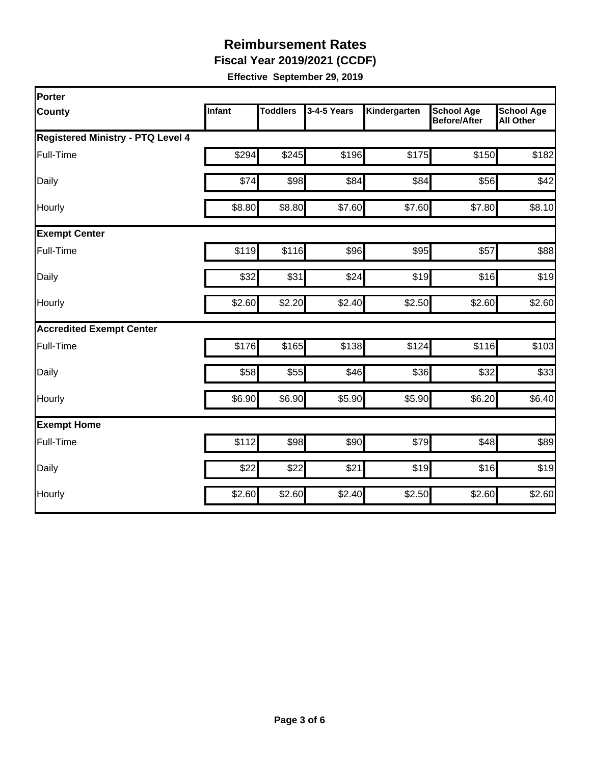# Reimbursement Rates

**Fiscal Year 2019/2021 (CCDF)**

**Effective September 29, 2019**

| Porter County | Infant | Toddlers | 3-4-5 Years | Kindergarten | School Age Before/After | School Age All Other |
|---|---|---|---|---|---|---|
| **Registered Ministry - PTQ Level 4** | | | | | | |
| Full-Time | $294 | $245 | $196 | $175 | $150 | $182 |
| Daily | $74 | $98 | $84 | $84 | $56 | $42 |
| Hourly | $8.80 | $8.80 | $7.60 | $7.60 | $7.80 | $8.10 |
| **Exempt Center** | | | | | | |
| Full-Time | $119 | $116 | $96 | $95 | $57 | $88 |
| Daily | $32 | $31 | $24 | $19 | $16 | $19 |
| Hourly | $2.60 | $2.20 | $2.40 | $2.50 | $2.60 | $2.60 |
| **Accredited Exempt Center** | | | | | | |
| Full-Time | $176 | $165 | $138 | $124 | $116 | $103 |
| Daily | $58 | $55 | $46 | $36 | $32 | $33 |
| Hourly | $6.90 | $6.90 | $5.90 | $5.90 | $6.20 | $6.40 |
| **Exempt Home** | | | | | | |
| Full-Time | $112 | $98 | $90 | $79 | $48 | $89 |
| Daily | $22 | $22 | $21 | $19 | $16 | $19 |
| Hourly | $2.60 | $2.60 | $2.40 | $2.50 | $2.60 | $2.60 |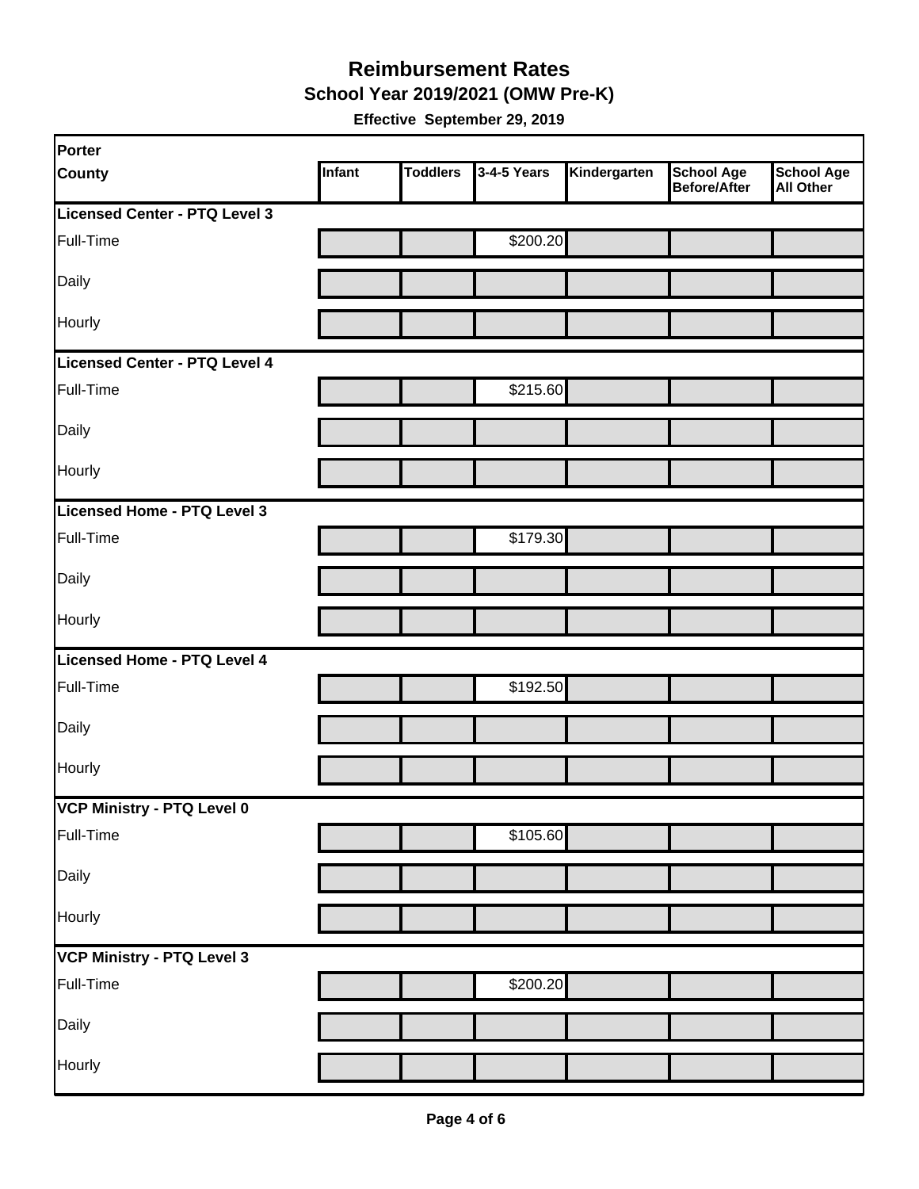# Reimbursement Rates

## School Year 2019/2021 (OMW Pre-K)

**Effective September 29, 2019**

| Porter County | Infant | Toddlers | 3-4-5 Years | Kindergarten | School Age Before/After | School Age All Other |
|---|---|---|---|---|---|---|
| **Licensed Center - PTQ Level 3** | | | | | | |
| Full-Time | | | $200.20 | | | |
| Daily | | | | | | |
| Hourly | | | | | | |
| **Licensed Center - PTQ Level 4** | | | | | | |
| Full-Time | | | $215.60 | | | |
| Daily | | | | | | |
| Hourly | | | | | | |
| **Licensed Home - PTQ Level 3** | | | | | | |
| Full-Time | | | $179.30 | | | |
| Daily | | | | | | |
| Hourly | | | | | | |
| **Licensed Home - PTQ Level 4** | | | | | | |
| Full-Time | | | $192.50 | | | |
| Daily | | | | | | |
| Hourly | | | | | | |
| **VCP Ministry - PTQ Level 0** | | | | | | |
| Full-Time | | | $105.60 | | | |
| Daily | | | | | | |
| Hourly | | | | | | |
| **VCP Ministry - PTQ Level 3** | | | | | | |
| Full-Time | | | $200.20 | | | |
| Daily | | | | | | |
| Hourly | | | | | | |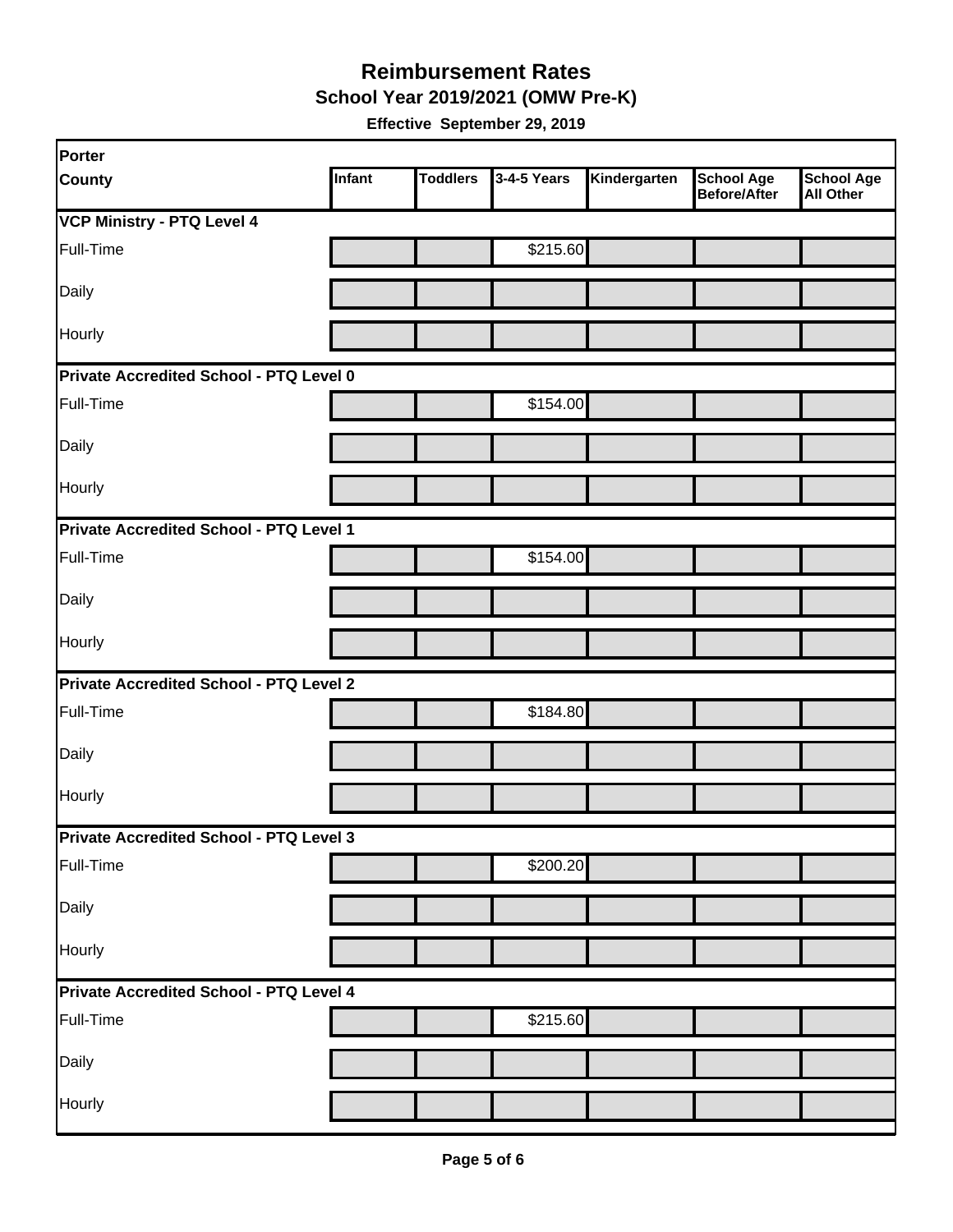# Reimbursement Rates

## School Year 2019/2021 (OMW Pre-K)

**Effective September 29, 2019**

| Porter County | Infant | Toddlers | 3-4-5 Years | Kindergarten | School Age Before/After | School Age All Other |
|---|---|---|---|---|---|---|
| **VCP Ministry - PTQ Level 4** | | | | | | |
| Full-Time | | | $215.60 | | | |
| Daily | | | | | | |
| Hourly | | | | | | |
| **Private Accredited School - PTQ Level 0** | | | | | | |
| Full-Time | | | $154.00 | | | |
| Daily | | | | | | |
| Hourly | | | | | | |
| **Private Accredited School - PTQ Level 1** | | | | | | |
| Full-Time | | | $154.00 | | | |
| Daily | | | | | | |
| Hourly | | | | | | |
| **Private Accredited School - PTQ Level 2** | | | | | | |
| Full-Time | | | $184.80 | | | |
| Daily | | | | | | |
| Hourly | | | | | | |
| **Private Accredited School - PTQ Level 3** | | | | | | |
| Full-Time | | | $200.20 | | | |
| Daily | | | | | | |
| Hourly | | | | | | |
| **Private Accredited School - PTQ Level 4** | | | | | | |
| Full-Time | | | $215.60 | | | |
| Daily | | | | | | |
| Hourly | | | | | | |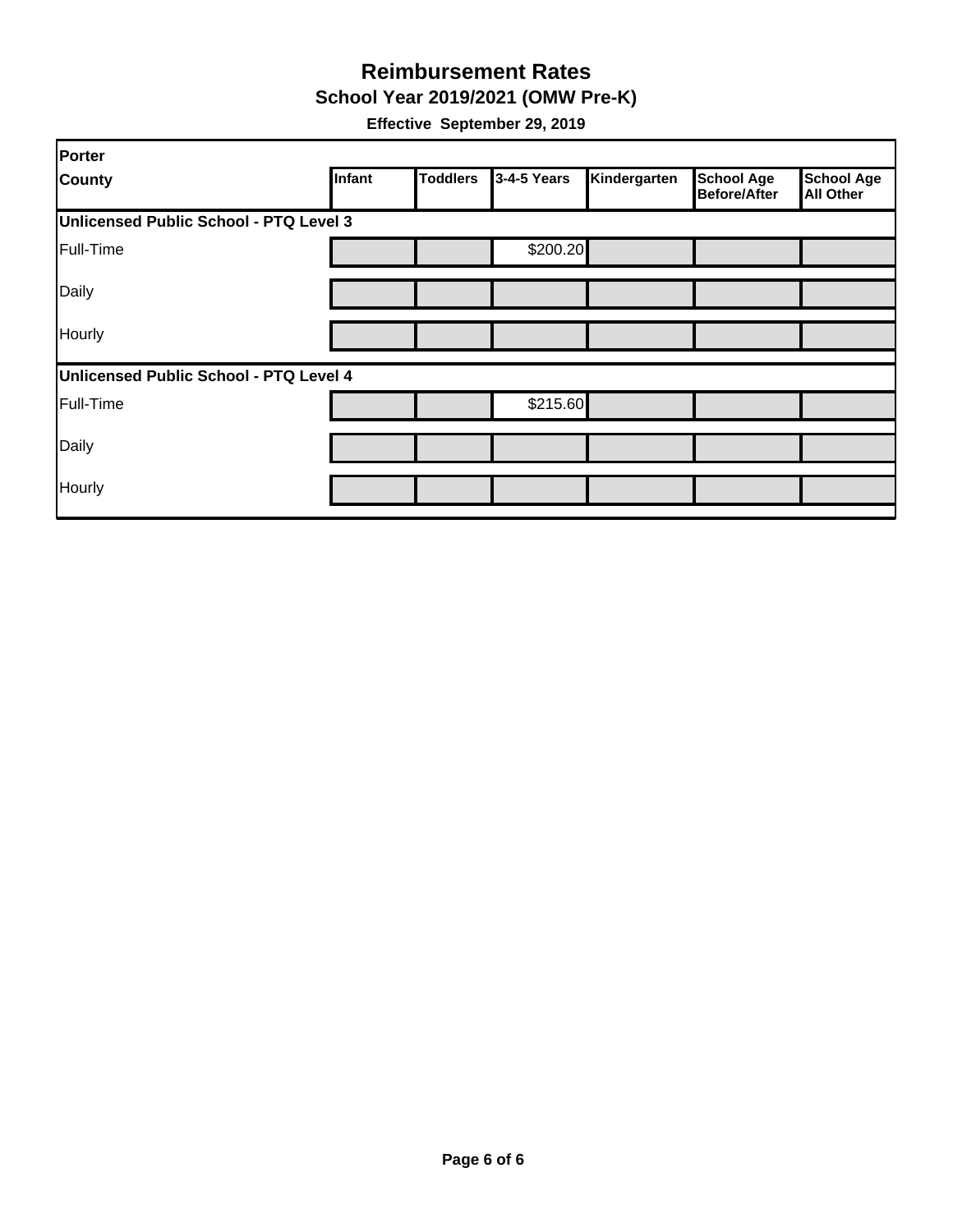# Reimbursement Rates

## School Year 2019/2021 (OMW Pre-K)

**Effective September 29, 2019**

| Porter County | Infant | Toddlers | 3-4-5 Years | Kindergarten | School Age Before/After | School Age All Other |
|---|---|---|---|---|---|---|
| **Unlicensed Public School - PTQ Level 3** | | | | | | |
| Full-Time | | | $200.20 | | | |
| Daily | | | | | | |
| Hourly | | | | | | |
| **Unlicensed Public School - PTQ Level 4** | | | | | | |
| Full-Time | | | $215.60 | | | |
| Daily | | | | | | |
| Hourly | | | | | | |